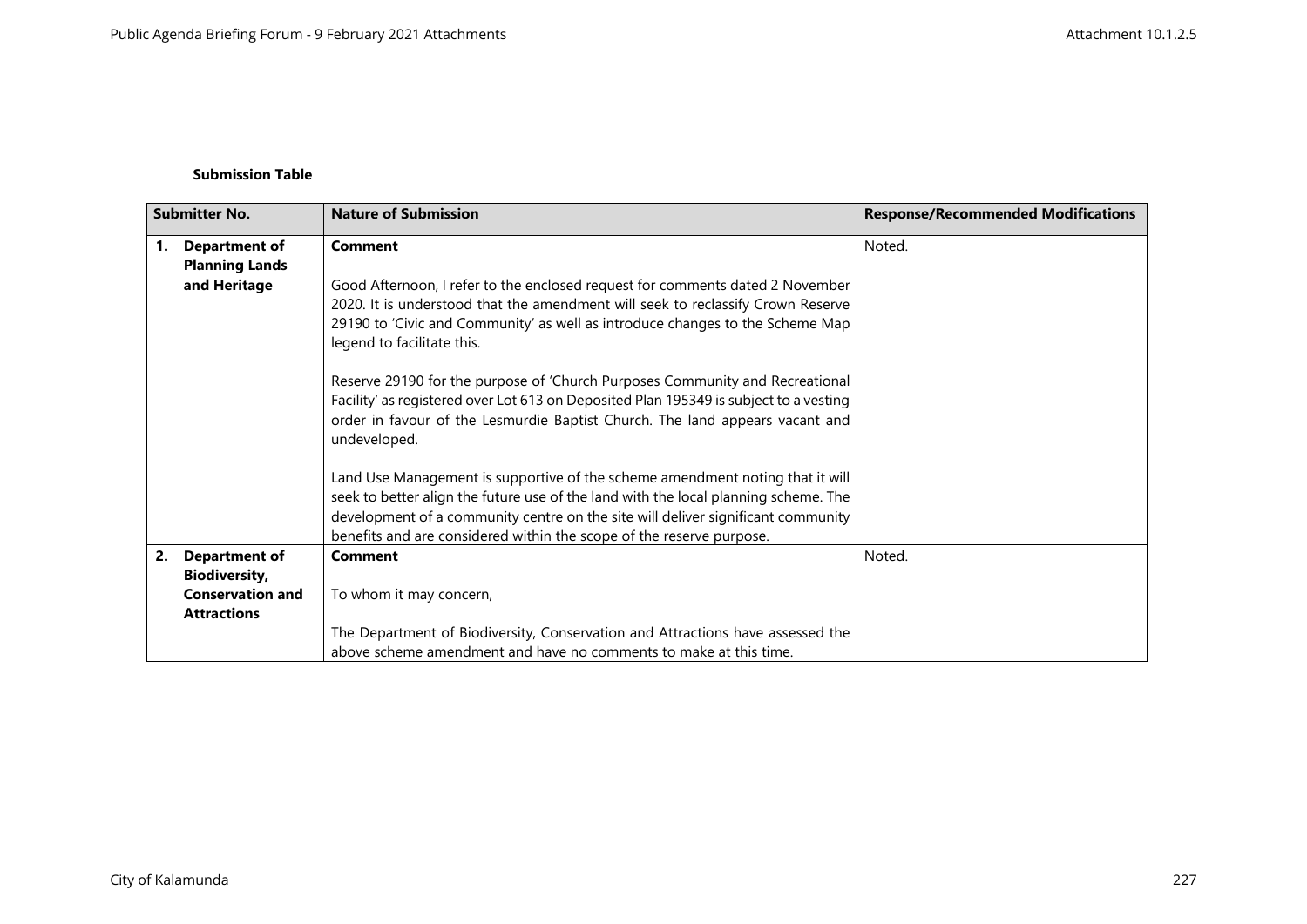**Submission Table**

| Submitter No. | Nature of Submission | Response/Recommended Modifications |
|---|---|---|
| 1. **Department of Planning Lands and Heritage** | **Comment**<br><br>Good Afternoon, I refer to the enclosed request for comments dated 2 November 2020. It is understood that the amendment will seek to reclassify Crown Reserve 29190 to 'Civic and Community' as well as introduce changes to the Scheme Map legend to facilitate this.<br><br>Reserve 29190 for the purpose of 'Church Purposes Community and Recreational Facility' as registered over Lot 613 on Deposited Plan 195349 is subject to a vesting order in favour of the Lesmurdie Baptist Church. The land appears vacant and undeveloped.<br><br>Land Use Management is supportive of the scheme amendment noting that it will seek to better align the future use of the land with the local planning scheme. The development of a community centre on the site will deliver significant community benefits and are considered within the scope of the reserve purpose. | Noted. |
| 2. **Department of Biodiversity, Conservation and Attractions** | **Comment**<br><br>To whom it may concern,<br><br>The Department of Biodiversity, Conservation and Attractions have assessed the above scheme amendment and have no comments to make at this time. | Noted. |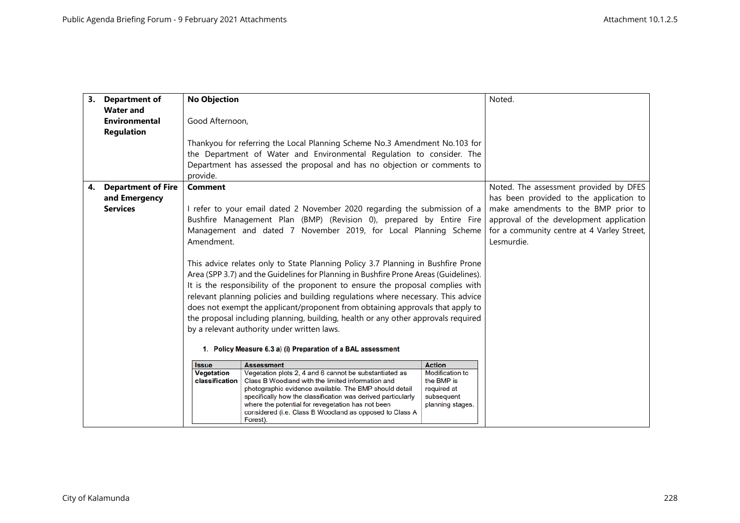| | | |
|---|---|---|
| **3. Department of Water and Environmental Regulation** | **No Objection**<br><br>Good Afternoon,<br><br>Thankyou for referring the Local Planning Scheme No.3 Amendment No.103 for the Department of Water and Environmental Regulation to consider. The Department has assessed the proposal and has no objection or comments to provide. | Noted. |
| **4. Department of Fire and Emergency Services** | **Comment**<br><br>I refer to your email dated 2 November 2020 regarding the submission of a Bushfire Management Plan (BMP) (Revision 0), prepared by Entire Fire Management and dated 7 November 2019, for Local Planning Scheme Amendment.<br><br>This advice relates only to State Planning Policy 3.7 Planning in Bushfire Prone Area (SPP 3.7) and the Guidelines for Planning in Bushfire Prone Areas (Guidelines). It is the responsibility of the proponent to ensure the proposal complies with relevant planning policies and building regulations where necessary. This advice does not exempt the applicant/proponent from obtaining approvals that apply to the proposal including planning, building, health or any other approvals required by a relevant authority under written laws.<br><br>**1. Policy Measure 6.3 a) (i) Preparation of a BAL assessment**<br><br>**Issue:** Vegetation classification<br>**Assessment:** Vegetation plots 2, 4 and 6 cannot be substantiated as Class B Woodland with the limited information and photographic evidence available. The BMP should detail specifically how the classification was derived particularly where the potential for revegetation has not been considered (i.e. Class B Woodland as opposed to Class A Forest).<br>**Action:** Modification to the BMP is required at subsequent planning stages. | Noted. The assessment provided by DFES has been provided to the application to make amendments to the BMP prior to approval of the development application for a community centre at 4 Varley Street, Lesmurdie. |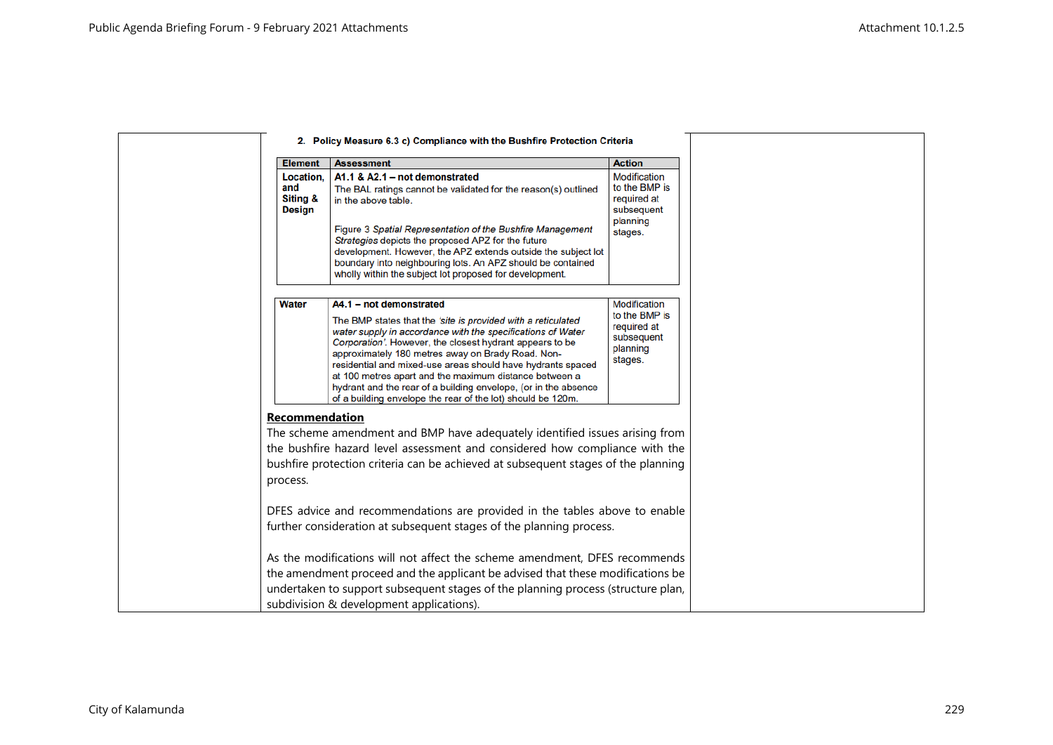**2. Policy Measure 6.3 c) Compliance with the Bushfire Protection Criteria**

| Element | Assessment | Action |
|---|---|---|
| **Location, and Siting & Design** | **A1.1 & A2.1 – not demonstrated**<br>The BAL ratings cannot be validated for the reason(s) outlined in the above table.<br><br>Figure 3 *Spatial Representation of the Bushfire Management Strategies* depicts the proposed APZ for the future development. However, the APZ extends outside the subject lot boundary into neighbouring lots. An APZ should be contained wholly within the subject lot proposed for development. | Modification to the BMP is required at subsequent planning stages. |
| **Water** | **A4.1 – not demonstrated**<br>The BMP states that the *'site is provided with a reticulated water supply in accordance with the specifications of Water Corporation'*. However, the closest hydrant appears to be approximately 180 metres away on Brady Road. Non-residential and mixed-use areas should have hydrants spaced at 100 metres apart and the maximum distance between a hydrant and the rear of a building envelope, (or in the absence of a building envelope the rear of the lot) should be 120m. | Modification to the BMP is required at subsequent planning stages. |

**Recommendation**

The scheme amendment and BMP have adequately identified issues arising from the bushfire hazard level assessment and considered how compliance with the bushfire protection criteria can be achieved at subsequent stages of the planning process.

DFES advice and recommendations are provided in the tables above to enable further consideration at subsequent stages of the planning process.

As the modifications will not affect the scheme amendment, DFES recommends the amendment proceed and the applicant be advised that these modifications be undertaken to support subsequent stages of the planning process (structure plan, subdivision & development applications).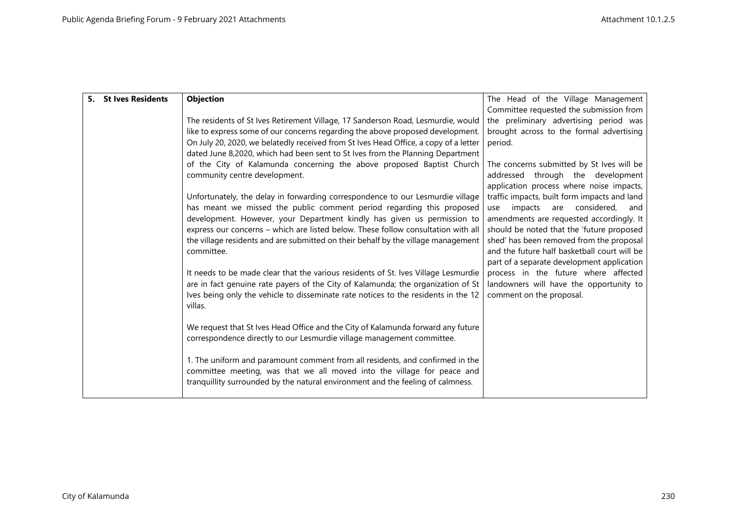| 5. St Ives Residents | **Objection**<br><br>The residents of St Ives Retirement Village, 17 Sanderson Road, Lesmurdie, would like to express some of our concerns regarding the above proposed development. On July 20, 2020, we belatedly received from St Ives Head Office, a copy of a letter dated June 8,2020, which had been sent to St Ives from the Planning Department of the City of Kalamunda concerning the above proposed Baptist Church community centre development.<br><br>Unfortunately, the delay in forwarding correspondence to our Lesmurdie village has meant we missed the public comment period regarding this proposed development. However, your Department kindly has given us permission to express our concerns – which are listed below. These follow consultation with all the village residents and are submitted on their behalf by the village management committee.<br><br>It needs to be made clear that the various residents of St. Ives Village Lesmurdie are in fact genuine rate payers of the City of Kalamunda; the organization of St Ives being only the vehicle to disseminate rate notices to the residents in the 12 villas.<br><br>We request that St Ives Head Office and the City of Kalamunda forward any future correspondence directly to our Lesmurdie village management committee.<br><br>1. The uniform and paramount comment from all residents, and confirmed in the committee meeting, was that we all moved into the village for peace and tranquillity surrounded by the natural environment and the feeling of calmness. | The Head of the Village Management Committee requested the submission from the preliminary advertising period was brought across to the formal advertising period.<br><br>The concerns submitted by St Ives will be addressed through the development application process where noise impacts, traffic impacts, built form impacts and land use impacts are considered, and amendments are requested accordingly. It should be noted that the 'future proposed shed' has been removed from the proposal and the future half basketball court will be part of a separate development application process in the future where affected landowners will have the opportunity to comment on the proposal. |
|---|---|---|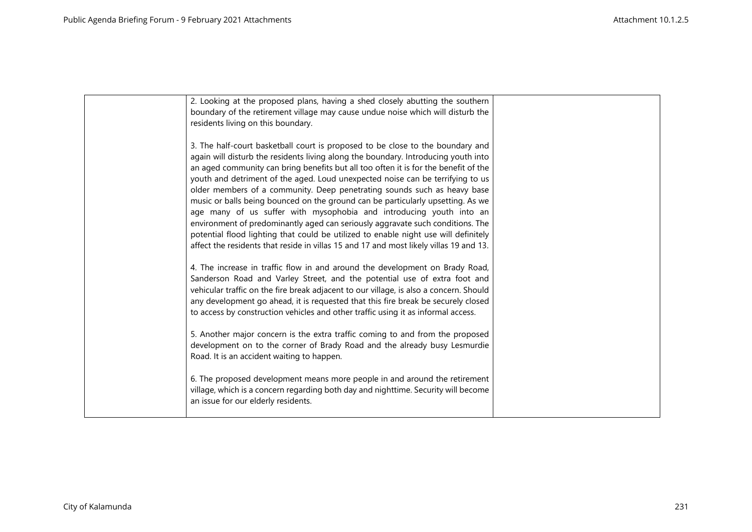| | | |
|---|---|---|
| | 2. Looking at the proposed plans, having a shed closely abutting the southern boundary of the retirement village may cause undue noise which will disturb the residents living on this boundary.<br><br>3. The half-court basketball court is proposed to be close to the boundary and again will disturb the residents living along the boundary. Introducing youth into an aged community can bring benefits but all too often it is for the benefit of the youth and detriment of the aged. Loud unexpected noise can be terrifying to us older members of a community. Deep penetrating sounds such as heavy base music or balls being bounced on the ground can be particularly upsetting. As we age many of us suffer with mysophobia and introducing youth into an environment of predominantly aged can seriously aggravate such conditions. The potential flood lighting that could be utilized to enable night use will definitely affect the residents that reside in villas 15 and 17 and most likely villas 19 and 13.<br><br>4. The increase in traffic flow in and around the development on Brady Road, Sanderson Road and Varley Street, and the potential use of extra foot and vehicular traffic on the fire break adjacent to our village, is also a concern. Should any development go ahead, it is requested that this fire break be securely closed to access by construction vehicles and other traffic using it as informal access.<br><br>5. Another major concern is the extra traffic coming to and from the proposed development on to the corner of Brady Road and the already busy Lesmurdie Road. It is an accident waiting to happen.<br><br>6. The proposed development means more people in and around the retirement village, which is a concern regarding both day and nighttime. Security will become an issue for our elderly residents. | |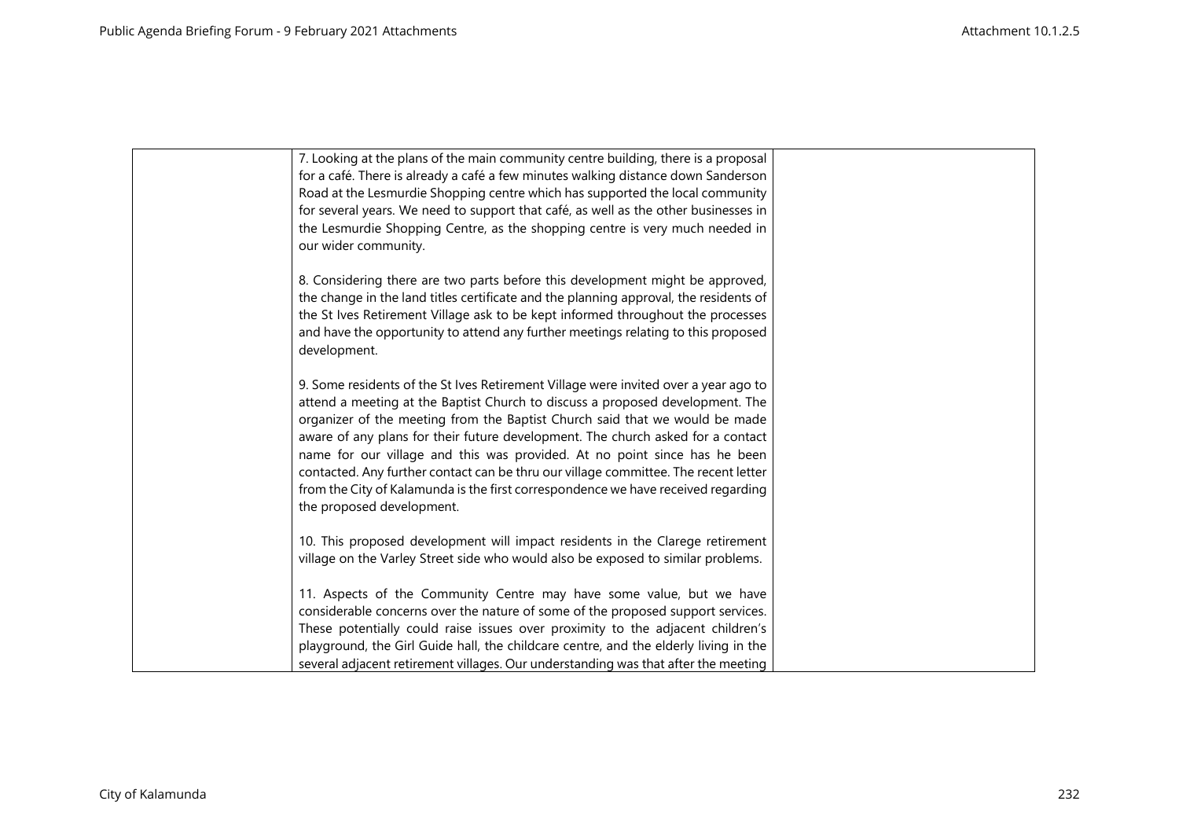| | | |
|---|---|---|
| | 7. Looking at the plans of the main community centre building, there is a proposal for a café. There is already a café a few minutes walking distance down Sanderson Road at the Lesmurdie Shopping centre which has supported the local community for several years. We need to support that café, as well as the other businesses in the Lesmurdie Shopping Centre, as the shopping centre is very much needed in our wider community.<br><br>8. Considering there are two parts before this development might be approved, the change in the land titles certificate and the planning approval, the residents of the St Ives Retirement Village ask to be kept informed throughout the processes and have the opportunity to attend any further meetings relating to this proposed development.<br><br>9. Some residents of the St Ives Retirement Village were invited over a year ago to attend a meeting at the Baptist Church to discuss a proposed development. The organizer of the meeting from the Baptist Church said that we would be made aware of any plans for their future development. The church asked for a contact name for our village and this was provided. At no point since has he been contacted. Any further contact can be thru our village committee. The recent letter from the City of Kalamunda is the first correspondence we have received regarding the proposed development.<br><br>10. This proposed development will impact residents in the Clarege retirement village on the Varley Street side who would also be exposed to similar problems.<br><br>11. Aspects of the Community Centre may have some value, but we have considerable concerns over the nature of some of the proposed support services. These potentially could raise issues over proximity to the adjacent children's playground, the Girl Guide hall, the childcare centre, and the elderly living in the several adjacent retirement villages. Our understanding was that after the meeting | |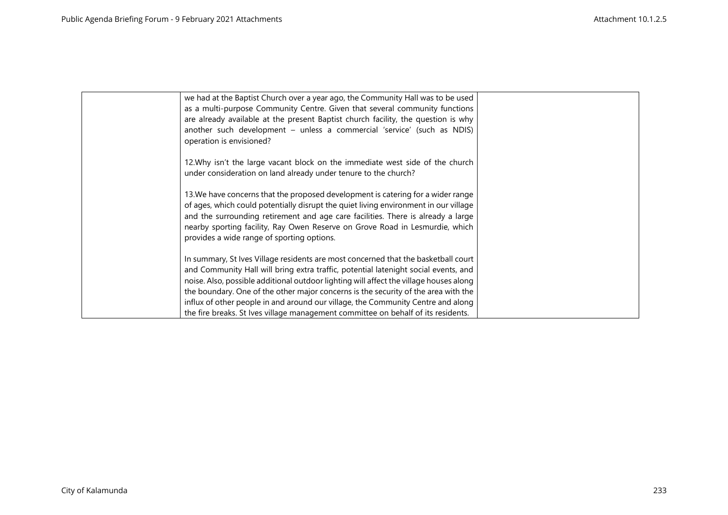| | | |
|---|---|---|
| | we had at the Baptist Church over a year ago, the Community Hall was to be used as a multi-purpose Community Centre. Given that several community functions are already available at the present Baptist church facility, the question is why another such development – unless a commercial 'service' (such as NDIS) operation is envisioned?<br><br>12.Why isn't the large vacant block on the immediate west side of the church under consideration on land already under tenure to the church?<br><br>13.We have concerns that the proposed development is catering for a wider range of ages, which could potentially disrupt the quiet living environment in our village and the surrounding retirement and age care facilities. There is already a large nearby sporting facility, Ray Owen Reserve on Grove Road in Lesmurdie, which provides a wide range of sporting options.<br><br>In summary, St Ives Village residents are most concerned that the basketball court and Community Hall will bring extra traffic, potential latenight social events, and noise. Also, possible additional outdoor lighting will affect the village houses along the boundary. One of the other major concerns is the security of the area with the influx of other people in and around our village, the Community Centre and along the fire breaks. St Ives village management committee on behalf of its residents. | |